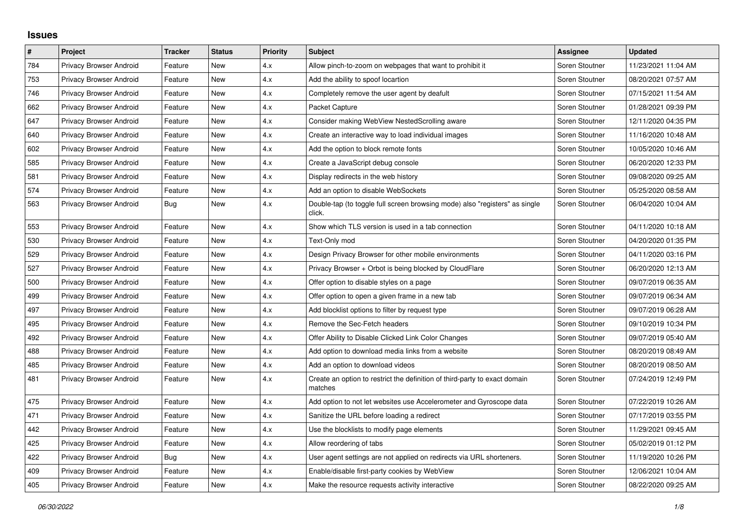## Issues

| # | Project | Tracker | Status | Priority | Subject | Assignee | Updated |
|---|---|---|---|---|---|---|---|
| 784 | Privacy Browser Android | Feature | New | 4.x | Allow pinch-to-zoom on webpages that want to prohibit it | Soren Stoutner | 11/23/2021 11:04 AM |
| 753 | Privacy Browser Android | Feature | New | 4.x | Add the ability to spoof locartion | Soren Stoutner | 08/20/2021 07:57 AM |
| 746 | Privacy Browser Android | Feature | New | 4.x | Completely remove the user agent by deafult | Soren Stoutner | 07/15/2021 11:54 AM |
| 662 | Privacy Browser Android | Feature | New | 4.x | Packet Capture | Soren Stoutner | 01/28/2021 09:39 PM |
| 647 | Privacy Browser Android | Feature | New | 4.x | Consider making WebView NestedScrolling aware | Soren Stoutner | 12/11/2020 04:35 PM |
| 640 | Privacy Browser Android | Feature | New | 4.x | Create an interactive way to load individual images | Soren Stoutner | 11/16/2020 10:48 AM |
| 602 | Privacy Browser Android | Feature | New | 4.x | Add the option to block remote fonts | Soren Stoutner | 10/05/2020 10:46 AM |
| 585 | Privacy Browser Android | Feature | New | 4.x | Create a JavaScript debug console | Soren Stoutner | 06/20/2020 12:33 PM |
| 581 | Privacy Browser Android | Feature | New | 4.x | Display redirects in the web history | Soren Stoutner | 09/08/2020 09:25 AM |
| 574 | Privacy Browser Android | Feature | New | 4.x | Add an option to disable WebSockets | Soren Stoutner | 05/25/2020 08:58 AM |
| 563 | Privacy Browser Android | Bug | New | 4.x | Double-tap (to toggle full screen browsing mode) also "registers" as single click. | Soren Stoutner | 06/04/2020 10:04 AM |
| 553 | Privacy Browser Android | Feature | New | 4.x | Show which TLS version is used in a tab connection | Soren Stoutner | 04/11/2020 10:18 AM |
| 530 | Privacy Browser Android | Feature | New | 4.x | Text-Only mod | Soren Stoutner | 04/20/2020 01:35 PM |
| 529 | Privacy Browser Android | Feature | New | 4.x | Design Privacy Browser for other mobile environments | Soren Stoutner | 04/11/2020 03:16 PM |
| 527 | Privacy Browser Android | Feature | New | 4.x | Privacy Browser + Orbot is being blocked by CloudFlare | Soren Stoutner | 06/20/2020 12:13 AM |
| 500 | Privacy Browser Android | Feature | New | 4.x | Offer option to disable styles on a page | Soren Stoutner | 09/07/2019 06:35 AM |
| 499 | Privacy Browser Android | Feature | New | 4.x | Offer option to open a given frame in a new tab | Soren Stoutner | 09/07/2019 06:34 AM |
| 497 | Privacy Browser Android | Feature | New | 4.x | Add blocklist options to filter by request type | Soren Stoutner | 09/07/2019 06:28 AM |
| 495 | Privacy Browser Android | Feature | New | 4.x | Remove the Sec-Fetch headers | Soren Stoutner | 09/10/2019 10:34 PM |
| 492 | Privacy Browser Android | Feature | New | 4.x | Offer Ability to Disable Clicked Link Color Changes | Soren Stoutner | 09/07/2019 05:40 AM |
| 488 | Privacy Browser Android | Feature | New | 4.x | Add option to download media links from a website | Soren Stoutner | 08/20/2019 08:49 AM |
| 485 | Privacy Browser Android | Feature | New | 4.x | Add an option to download videos | Soren Stoutner | 08/20/2019 08:50 AM |
| 481 | Privacy Browser Android | Feature | New | 4.x | Create an option to restrict the definition of third-party to exact domain matches | Soren Stoutner | 07/24/2019 12:49 PM |
| 475 | Privacy Browser Android | Feature | New | 4.x | Add option to not let websites use Accelerometer and Gyroscope data | Soren Stoutner | 07/22/2019 10:26 AM |
| 471 | Privacy Browser Android | Feature | New | 4.x | Sanitize the URL before loading a redirect | Soren Stoutner | 07/17/2019 03:55 PM |
| 442 | Privacy Browser Android | Feature | New | 4.x | Use the blocklists to modify page elements | Soren Stoutner | 11/29/2021 09:45 AM |
| 425 | Privacy Browser Android | Feature | New | 4.x | Allow reordering of tabs | Soren Stoutner | 05/02/2019 01:12 PM |
| 422 | Privacy Browser Android | Bug | New | 4.x | User agent settings are not applied on redirects via URL shorteners. | Soren Stoutner | 11/19/2020 10:26 PM |
| 409 | Privacy Browser Android | Feature | New | 4.x | Enable/disable first-party cookies by WebView | Soren Stoutner | 12/06/2021 10:04 AM |
| 405 | Privacy Browser Android | Feature | New | 4.x | Make the resource requests activity interactive | Soren Stoutner | 08/22/2020 09:25 AM |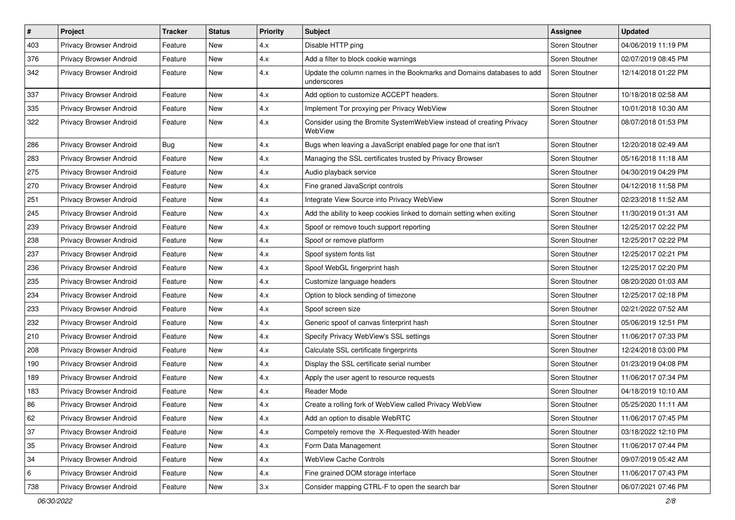| # | Project | Tracker | Status | Priority | Subject | Assignee | Updated |
|---|---|---|---|---|---|---|---|
| 403 | Privacy Browser Android | Feature | New | 4.x | Disable HTTP ping | Soren Stoutner | 04/06/2019 11:19 PM |
| 376 | Privacy Browser Android | Feature | New | 4.x | Add a filter to block cookie warnings | Soren Stoutner | 02/07/2019 08:45 PM |
| 342 | Privacy Browser Android | Feature | New | 4.x | Update the column names in the Bookmarks and Domains databases to add underscores | Soren Stoutner | 12/14/2018 01:22 PM |
| 337 | Privacy Browser Android | Feature | New | 4.x | Add option to customize ACCEPT headers. | Soren Stoutner | 10/18/2018 02:58 AM |
| 335 | Privacy Browser Android | Feature | New | 4.x | Implement Tor proxying per Privacy WebView | Soren Stoutner | 10/01/2018 10:30 AM |
| 322 | Privacy Browser Android | Feature | New | 4.x | Consider using the Bromite SystemWebView instead of creating Privacy WebView | Soren Stoutner | 08/07/2018 01:53 PM |
| 286 | Privacy Browser Android | Bug | New | 4.x | Bugs when leaving a JavaScript enabled page for one that isn't | Soren Stoutner | 12/20/2018 02:49 AM |
| 283 | Privacy Browser Android | Feature | New | 4.x | Managing the SSL certificates trusted by Privacy Browser | Soren Stoutner | 05/16/2018 11:18 AM |
| 275 | Privacy Browser Android | Feature | New | 4.x | Audio playback service | Soren Stoutner | 04/30/2019 04:29 PM |
| 270 | Privacy Browser Android | Feature | New | 4.x | Fine graned JavaScript controls | Soren Stoutner | 04/12/2018 11:58 PM |
| 251 | Privacy Browser Android | Feature | New | 4.x | Integrate View Source into Privacy WebView | Soren Stoutner | 02/23/2018 11:52 AM |
| 245 | Privacy Browser Android | Feature | New | 4.x | Add the ability to keep cookies linked to domain setting when exiting | Soren Stoutner | 11/30/2019 01:31 AM |
| 239 | Privacy Browser Android | Feature | New | 4.x | Spoof or remove touch support reporting | Soren Stoutner | 12/25/2017 02:22 PM |
| 238 | Privacy Browser Android | Feature | New | 4.x | Spoof or remove platform | Soren Stoutner | 12/25/2017 02:22 PM |
| 237 | Privacy Browser Android | Feature | New | 4.x | Spoof system fonts list | Soren Stoutner | 12/25/2017 02:21 PM |
| 236 | Privacy Browser Android | Feature | New | 4.x | Spoof WebGL fingerprint hash | Soren Stoutner | 12/25/2017 02:20 PM |
| 235 | Privacy Browser Android | Feature | New | 4.x | Customize language headers | Soren Stoutner | 08/20/2020 01:03 AM |
| 234 | Privacy Browser Android | Feature | New | 4.x | Option to block sending of timezone | Soren Stoutner | 12/25/2017 02:18 PM |
| 233 | Privacy Browser Android | Feature | New | 4.x | Spoof screen size | Soren Stoutner | 02/21/2022 07:52 AM |
| 232 | Privacy Browser Android | Feature | New | 4.x | Generic spoof of canvas finterprint hash | Soren Stoutner | 05/06/2019 12:51 PM |
| 210 | Privacy Browser Android | Feature | New | 4.x | Specify Privacy WebView's SSL settings | Soren Stoutner | 11/06/2017 07:33 PM |
| 208 | Privacy Browser Android | Feature | New | 4.x | Calculate SSL certificate fingerprints | Soren Stoutner | 12/24/2018 03:00 PM |
| 190 | Privacy Browser Android | Feature | New | 4.x | Display the SSL certificate serial number | Soren Stoutner | 01/23/2019 04:08 PM |
| 189 | Privacy Browser Android | Feature | New | 4.x | Apply the user agent to resource requests | Soren Stoutner | 11/06/2017 07:34 PM |
| 183 | Privacy Browser Android | Feature | New | 4.x | Reader Mode | Soren Stoutner | 04/18/2019 10:10 AM |
| 86 | Privacy Browser Android | Feature | New | 4.x | Create a rolling fork of WebView called Privacy WebView | Soren Stoutner | 05/25/2020 11:11 AM |
| 62 | Privacy Browser Android | Feature | New | 4.x | Add an option to disable WebRTC | Soren Stoutner | 11/06/2017 07:45 PM |
| 37 | Privacy Browser Android | Feature | New | 4.x | Competely remove the X-Requested-With header | Soren Stoutner | 03/18/2022 12:10 PM |
| 35 | Privacy Browser Android | Feature | New | 4.x | Form Data Management | Soren Stoutner | 11/06/2017 07:44 PM |
| 34 | Privacy Browser Android | Feature | New | 4.x | WebView Cache Controls | Soren Stoutner | 09/07/2019 05:42 AM |
| 6 | Privacy Browser Android | Feature | New | 4.x | Fine grained DOM storage interface | Soren Stoutner | 11/06/2017 07:43 PM |
| 738 | Privacy Browser Android | Feature | New | 3.x | Consider mapping CTRL-F to open the search bar | Soren Stoutner | 06/07/2021 07:46 PM |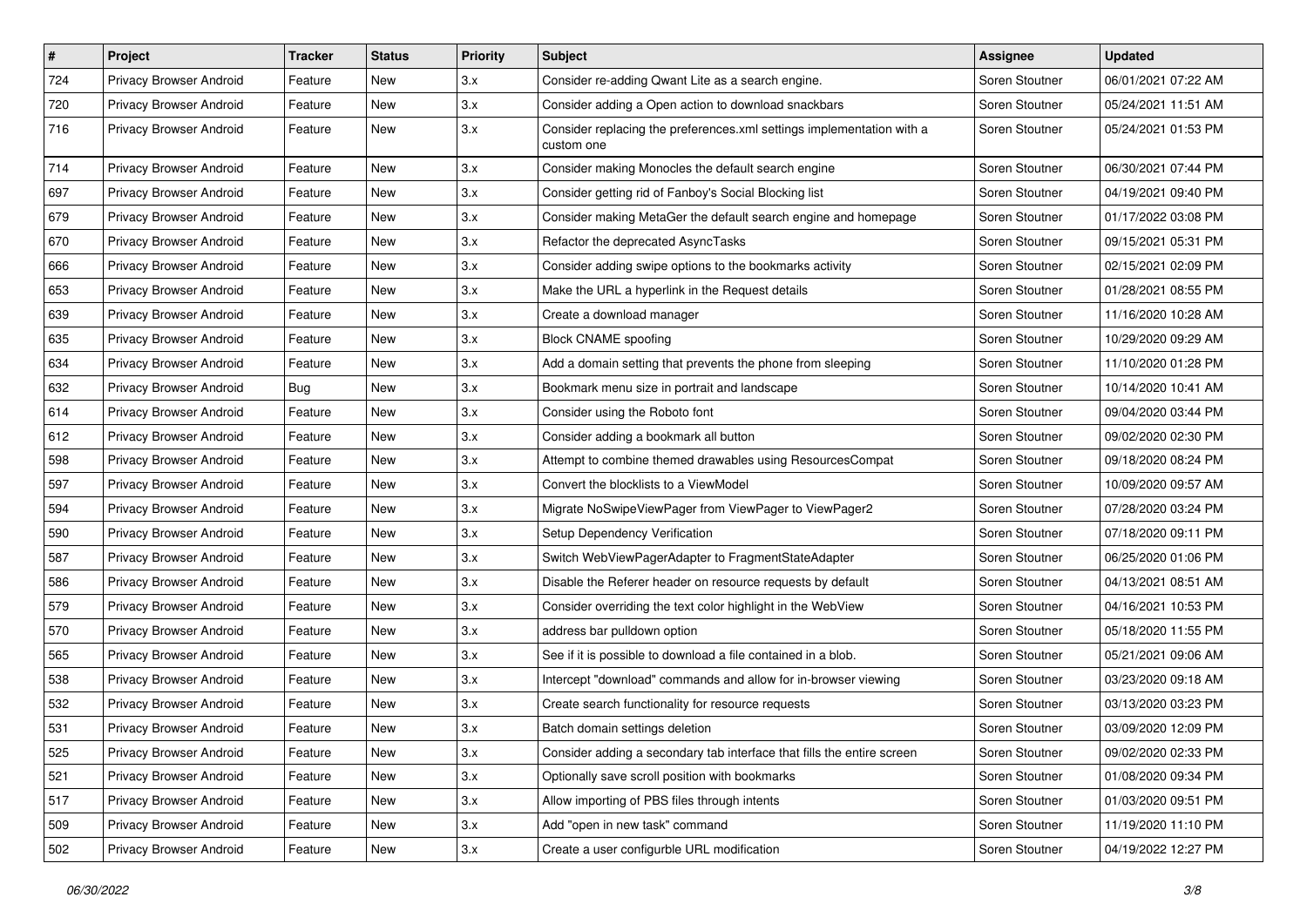| # | Project | Tracker | Status | Priority | Subject | Assignee | Updated |
|---|---|---|---|---|---|---|---|
| 724 | Privacy Browser Android | Feature | New | 3.x | Consider re-adding Qwant Lite as a search engine. | Soren Stoutner | 06/01/2021 07:22 AM |
| 720 | Privacy Browser Android | Feature | New | 3.x | Consider adding a Open action to download snackbars | Soren Stoutner | 05/24/2021 11:51 AM |
| 716 | Privacy Browser Android | Feature | New | 3.x | Consider replacing the preferences.xml settings implementation with a custom one | Soren Stoutner | 05/24/2021 01:53 PM |
| 714 | Privacy Browser Android | Feature | New | 3.x | Consider making Monocles the default search engine | Soren Stoutner | 06/30/2021 07:44 PM |
| 697 | Privacy Browser Android | Feature | New | 3.x | Consider getting rid of Fanboy's Social Blocking list | Soren Stoutner | 04/19/2021 09:40 PM |
| 679 | Privacy Browser Android | Feature | New | 3.x | Consider making MetaGer the default search engine and homepage | Soren Stoutner | 01/17/2022 03:08 PM |
| 670 | Privacy Browser Android | Feature | New | 3.x | Refactor the deprecated AsyncTasks | Soren Stoutner | 09/15/2021 05:31 PM |
| 666 | Privacy Browser Android | Feature | New | 3.x | Consider adding swipe options to the bookmarks activity | Soren Stoutner | 02/15/2021 02:09 PM |
| 653 | Privacy Browser Android | Feature | New | 3.x | Make the URL a hyperlink in the Request details | Soren Stoutner | 01/28/2021 08:55 PM |
| 639 | Privacy Browser Android | Feature | New | 3.x | Create a download manager | Soren Stoutner | 11/16/2020 10:28 AM |
| 635 | Privacy Browser Android | Feature | New | 3.x | Block CNAME spoofing | Soren Stoutner | 10/29/2020 09:29 AM |
| 634 | Privacy Browser Android | Feature | New | 3.x | Add a domain setting that prevents the phone from sleeping | Soren Stoutner | 11/10/2020 01:28 PM |
| 632 | Privacy Browser Android | Bug | New | 3.x | Bookmark menu size in portrait and landscape | Soren Stoutner | 10/14/2020 10:41 AM |
| 614 | Privacy Browser Android | Feature | New | 3.x | Consider using the Roboto font | Soren Stoutner | 09/04/2020 03:44 PM |
| 612 | Privacy Browser Android | Feature | New | 3.x | Consider adding a bookmark all button | Soren Stoutner | 09/02/2020 02:30 PM |
| 598 | Privacy Browser Android | Feature | New | 3.x | Attempt to combine themed drawables using ResourcesCompat | Soren Stoutner | 09/18/2020 08:24 PM |
| 597 | Privacy Browser Android | Feature | New | 3.x | Convert the blocklists to a ViewModel | Soren Stoutner | 10/09/2020 09:57 AM |
| 594 | Privacy Browser Android | Feature | New | 3.x | Migrate NoSwipeViewPager from ViewPager to ViewPager2 | Soren Stoutner | 07/28/2020 03:24 PM |
| 590 | Privacy Browser Android | Feature | New | 3.x | Setup Dependency Verification | Soren Stoutner | 07/18/2020 09:11 PM |
| 587 | Privacy Browser Android | Feature | New | 3.x | Switch WebViewPagerAdapter to FragmentStateAdapter | Soren Stoutner | 06/25/2020 01:06 PM |
| 586 | Privacy Browser Android | Feature | New | 3.x | Disable the Referer header on resource requests by default | Soren Stoutner | 04/13/2021 08:51 AM |
| 579 | Privacy Browser Android | Feature | New | 3.x | Consider overriding the text color highlight in the WebView | Soren Stoutner | 04/16/2021 10:53 PM |
| 570 | Privacy Browser Android | Feature | New | 3.x | address bar pulldown option | Soren Stoutner | 05/18/2020 11:55 PM |
| 565 | Privacy Browser Android | Feature | New | 3.x | See if it is possible to download a file contained in a blob. | Soren Stoutner | 05/21/2021 09:06 AM |
| 538 | Privacy Browser Android | Feature | New | 3.x | Intercept "download" commands and allow for in-browser viewing | Soren Stoutner | 03/23/2020 09:18 AM |
| 532 | Privacy Browser Android | Feature | New | 3.x | Create search functionality for resource requests | Soren Stoutner | 03/13/2020 03:23 PM |
| 531 | Privacy Browser Android | Feature | New | 3.x | Batch domain settings deletion | Soren Stoutner | 03/09/2020 12:09 PM |
| 525 | Privacy Browser Android | Feature | New | 3.x | Consider adding a secondary tab interface that fills the entire screen | Soren Stoutner | 09/02/2020 02:33 PM |
| 521 | Privacy Browser Android | Feature | New | 3.x | Optionally save scroll position with bookmarks | Soren Stoutner | 01/08/2020 09:34 PM |
| 517 | Privacy Browser Android | Feature | New | 3.x | Allow importing of PBS files through intents | Soren Stoutner | 01/03/2020 09:51 PM |
| 509 | Privacy Browser Android | Feature | New | 3.x | Add "open in new task" command | Soren Stoutner | 11/19/2020 11:10 PM |
| 502 | Privacy Browser Android | Feature | New | 3.x | Create a user configurble URL modification | Soren Stoutner | 04/19/2022 12:27 PM |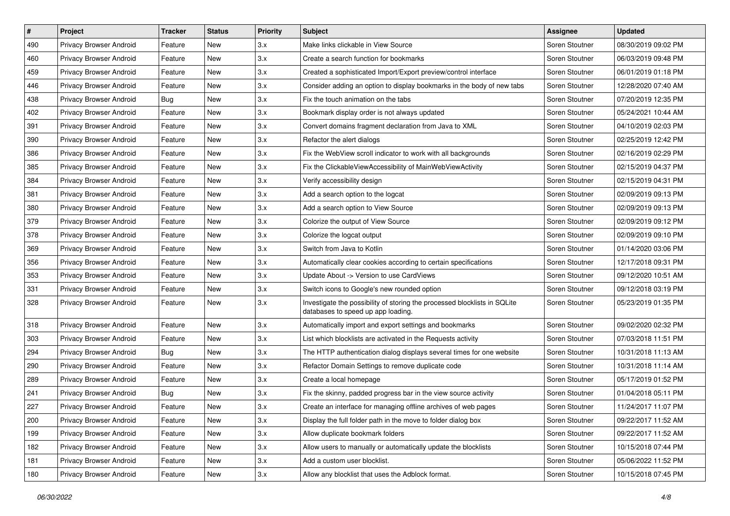| # | Project | Tracker | Status | Priority | Subject | Assignee | Updated |
|---|---|---|---|---|---|---|---|
| 490 | Privacy Browser Android | Feature | New | 3.x | Make links clickable in View Source | Soren Stoutner | 08/30/2019 09:02 PM |
| 460 | Privacy Browser Android | Feature | New | 3.x | Create a search function for bookmarks | Soren Stoutner | 06/03/2019 09:48 PM |
| 459 | Privacy Browser Android | Feature | New | 3.x | Created a sophisticated Import/Export preview/control interface | Soren Stoutner | 06/01/2019 01:18 PM |
| 446 | Privacy Browser Android | Feature | New | 3.x | Consider adding an option to display bookmarks in the body of new tabs | Soren Stoutner | 12/28/2020 07:40 AM |
| 438 | Privacy Browser Android | Bug | New | 3.x | Fix the touch animation on the tabs | Soren Stoutner | 07/20/2019 12:35 PM |
| 402 | Privacy Browser Android | Feature | New | 3.x | Bookmark display order is not always updated | Soren Stoutner | 05/24/2021 10:44 AM |
| 391 | Privacy Browser Android | Feature | New | 3.x | Convert domains fragment declaration from Java to XML | Soren Stoutner | 04/10/2019 02:03 PM |
| 390 | Privacy Browser Android | Feature | New | 3.x | Refactor the alert dialogs | Soren Stoutner | 02/25/2019 12:42 PM |
| 386 | Privacy Browser Android | Feature | New | 3.x | Fix the WebView scroll indicator to work with all backgrounds | Soren Stoutner | 02/16/2019 02:29 PM |
| 385 | Privacy Browser Android | Feature | New | 3.x | Fix the ClickableViewAccessibility of MainWebViewActivity | Soren Stoutner | 02/15/2019 04:37 PM |
| 384 | Privacy Browser Android | Feature | New | 3.x | Verify accessibility design | Soren Stoutner | 02/15/2019 04:31 PM |
| 381 | Privacy Browser Android | Feature | New | 3.x | Add a search option to the logcat | Soren Stoutner | 02/09/2019 09:13 PM |
| 380 | Privacy Browser Android | Feature | New | 3.x | Add a search option to View Source | Soren Stoutner | 02/09/2019 09:13 PM |
| 379 | Privacy Browser Android | Feature | New | 3.x | Colorize the output of View Source | Soren Stoutner | 02/09/2019 09:12 PM |
| 378 | Privacy Browser Android | Feature | New | 3.x | Colorize the logcat output | Soren Stoutner | 02/09/2019 09:10 PM |
| 369 | Privacy Browser Android | Feature | New | 3.x | Switch from Java to Kotlin | Soren Stoutner | 01/14/2020 03:06 PM |
| 356 | Privacy Browser Android | Feature | New | 3.x | Automatically clear cookies according to certain specifications | Soren Stoutner | 12/17/2018 09:31 PM |
| 353 | Privacy Browser Android | Feature | New | 3.x | Update About -> Version to use CardViews | Soren Stoutner | 09/12/2020 10:51 AM |
| 331 | Privacy Browser Android | Feature | New | 3.x | Switch icons to Google's new rounded option | Soren Stoutner | 09/12/2018 03:19 PM |
| 328 | Privacy Browser Android | Feature | New | 3.x | Investigate the possibility of storing the processed blocklists in SQLite databases to speed up app loading. | Soren Stoutner | 05/23/2019 01:35 PM |
| 318 | Privacy Browser Android | Feature | New | 3.x | Automatically import and export settings and bookmarks | Soren Stoutner | 09/02/2020 02:32 PM |
| 303 | Privacy Browser Android | Feature | New | 3.x | List which blocklists are activated in the Requests activity | Soren Stoutner | 07/03/2018 11:51 PM |
| 294 | Privacy Browser Android | Bug | New | 3.x | The HTTP authentication dialog displays several times for one website | Soren Stoutner | 10/31/2018 11:13 AM |
| 290 | Privacy Browser Android | Feature | New | 3.x | Refactor Domain Settings to remove duplicate code | Soren Stoutner | 10/31/2018 11:14 AM |
| 289 | Privacy Browser Android | Feature | New | 3.x | Create a local homepage | Soren Stoutner | 05/17/2019 01:52 PM |
| 241 | Privacy Browser Android | Bug | New | 3.x | Fix the skinny, padded progress bar in the view source activity | Soren Stoutner | 01/04/2018 05:11 PM |
| 227 | Privacy Browser Android | Feature | New | 3.x | Create an interface for managing offline archives of web pages | Soren Stoutner | 11/24/2017 11:07 PM |
| 200 | Privacy Browser Android | Feature | New | 3.x | Display the full folder path in the move to folder dialog box | Soren Stoutner | 09/22/2017 11:52 AM |
| 199 | Privacy Browser Android | Feature | New | 3.x | Allow duplicate bookmark folders | Soren Stoutner | 09/22/2017 11:52 AM |
| 182 | Privacy Browser Android | Feature | New | 3.x | Allow users to manually or automatically update the blocklists | Soren Stoutner | 10/15/2018 07:44 PM |
| 181 | Privacy Browser Android | Feature | New | 3.x | Add a custom user blocklist. | Soren Stoutner | 05/06/2022 11:52 PM |
| 180 | Privacy Browser Android | Feature | New | 3.x | Allow any blocklist that uses the Adblock format. | Soren Stoutner | 10/15/2018 07:45 PM |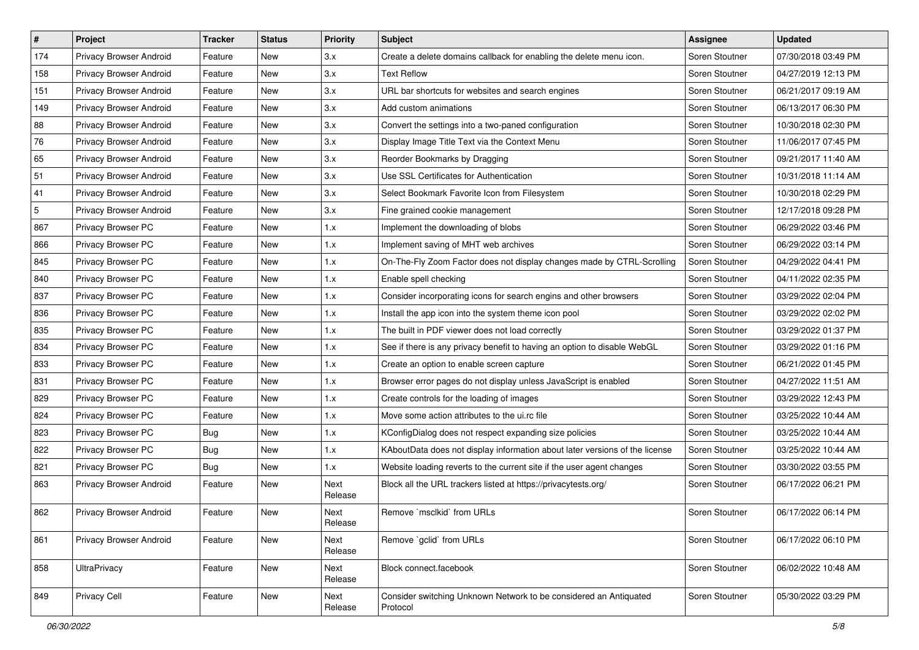| # | Project | Tracker | Status | Priority | Subject | Assignee | Updated |
|---|---|---|---|---|---|---|---|
| 174 | Privacy Browser Android | Feature | New | 3.x | Create a delete domains callback for enabling the delete menu icon. | Soren Stoutner | 07/30/2018 03:49 PM |
| 158 | Privacy Browser Android | Feature | New | 3.x | Text Reflow | Soren Stoutner | 04/27/2019 12:13 PM |
| 151 | Privacy Browser Android | Feature | New | 3.x | URL bar shortcuts for websites and search engines | Soren Stoutner | 06/21/2017 09:19 AM |
| 149 | Privacy Browser Android | Feature | New | 3.x | Add custom animations | Soren Stoutner | 06/13/2017 06:30 PM |
| 88 | Privacy Browser Android | Feature | New | 3.x | Convert the settings into a two-paned configuration | Soren Stoutner | 10/30/2018 02:30 PM |
| 76 | Privacy Browser Android | Feature | New | 3.x | Display Image Title Text via the Context Menu | Soren Stoutner | 11/06/2017 07:45 PM |
| 65 | Privacy Browser Android | Feature | New | 3.x | Reorder Bookmarks by Dragging | Soren Stoutner | 09/21/2017 11:40 AM |
| 51 | Privacy Browser Android | Feature | New | 3.x | Use SSL Certificates for Authentication | Soren Stoutner | 10/31/2018 11:14 AM |
| 41 | Privacy Browser Android | Feature | New | 3.x | Select Bookmark Favorite Icon from Filesystem | Soren Stoutner | 10/30/2018 02:29 PM |
| 5 | Privacy Browser Android | Feature | New | 3.x | Fine grained cookie management | Soren Stoutner | 12/17/2018 09:28 PM |
| 867 | Privacy Browser PC | Feature | New | 1.x | Implement the downloading of blobs | Soren Stoutner | 06/29/2022 03:46 PM |
| 866 | Privacy Browser PC | Feature | New | 1.x | Implement saving of MHT web archives | Soren Stoutner | 06/29/2022 03:14 PM |
| 845 | Privacy Browser PC | Feature | New | 1.x | On-The-Fly Zoom Factor does not display changes made by CTRL-Scrolling | Soren Stoutner | 04/29/2022 04:41 PM |
| 840 | Privacy Browser PC | Feature | New | 1.x | Enable spell checking | Soren Stoutner | 04/11/2022 02:35 PM |
| 837 | Privacy Browser PC | Feature | New | 1.x | Consider incorporating icons for search engins and other browsers | Soren Stoutner | 03/29/2022 02:04 PM |
| 836 | Privacy Browser PC | Feature | New | 1.x | Install the app icon into the system theme icon pool | Soren Stoutner | 03/29/2022 02:02 PM |
| 835 | Privacy Browser PC | Feature | New | 1.x | The built in PDF viewer does not load correctly | Soren Stoutner | 03/29/2022 01:37 PM |
| 834 | Privacy Browser PC | Feature | New | 1.x | See if there is any privacy benefit to having an option to disable WebGL | Soren Stoutner | 03/29/2022 01:16 PM |
| 833 | Privacy Browser PC | Feature | New | 1.x | Create an option to enable screen capture | Soren Stoutner | 06/21/2022 01:45 PM |
| 831 | Privacy Browser PC | Feature | New | 1.x | Browser error pages do not display unless JavaScript is enabled | Soren Stoutner | 04/27/2022 11:51 AM |
| 829 | Privacy Browser PC | Feature | New | 1.x | Create controls for the loading of images | Soren Stoutner | 03/29/2022 12:43 PM |
| 824 | Privacy Browser PC | Feature | New | 1.x | Move some action attributes to the ui.rc file | Soren Stoutner | 03/25/2022 10:44 AM |
| 823 | Privacy Browser PC | Bug | New | 1.x | KConfigDialog does not respect expanding size policies | Soren Stoutner | 03/25/2022 10:44 AM |
| 822 | Privacy Browser PC | Bug | New | 1.x | KAboutData does not display information about later versions of the license | Soren Stoutner | 03/25/2022 10:44 AM |
| 821 | Privacy Browser PC | Bug | New | 1.x | Website loading reverts to the current site if the user agent changes | Soren Stoutner | 03/30/2022 03:55 PM |
| 863 | Privacy Browser Android | Feature | New | Next Release | Block all the URL trackers listed at https://privacytests.org/ | Soren Stoutner | 06/17/2022 06:21 PM |
| 862 | Privacy Browser Android | Feature | New | Next Release | Remove `msclkid` from URLs | Soren Stoutner | 06/17/2022 06:14 PM |
| 861 | Privacy Browser Android | Feature | New | Next Release | Remove `gclid` from URLs | Soren Stoutner | 06/17/2022 06:10 PM |
| 858 | UltraPrivacy | Feature | New | Next Release | Block connect.facebook | Soren Stoutner | 06/02/2022 10:48 AM |
| 849 | Privacy Cell | Feature | New | Next Release | Consider switching Unknown Network to be considered an Antiquated Protocol | Soren Stoutner | 05/30/2022 03:29 PM |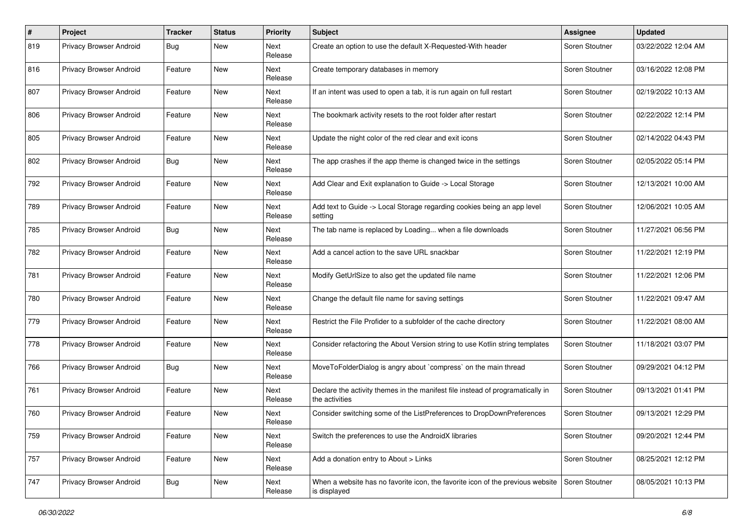| # | Project | Tracker | Status | Priority | Subject | Assignee | Updated |
|---|---|---|---|---|---|---|---|
| 819 | Privacy Browser Android | Bug | New | Next Release | Create an option to use the default X-Requested-With header | Soren Stoutner | 03/22/2022 12:04 AM |
| 816 | Privacy Browser Android | Feature | New | Next Release | Create temporary databases in memory | Soren Stoutner | 03/16/2022 12:08 PM |
| 807 | Privacy Browser Android | Feature | New | Next Release | If an intent was used to open a tab, it is run again on full restart | Soren Stoutner | 02/19/2022 10:13 AM |
| 806 | Privacy Browser Android | Feature | New | Next Release | The bookmark activity resets to the root folder after restart | Soren Stoutner | 02/22/2022 12:14 PM |
| 805 | Privacy Browser Android | Feature | New | Next Release | Update the night color of the red clear and exit icons | Soren Stoutner | 02/14/2022 04:43 PM |
| 802 | Privacy Browser Android | Bug | New | Next Release | The app crashes if the app theme is changed twice in the settings | Soren Stoutner | 02/05/2022 05:14 PM |
| 792 | Privacy Browser Android | Feature | New | Next Release | Add Clear and Exit explanation to Guide -> Local Storage | Soren Stoutner | 12/13/2021 10:00 AM |
| 789 | Privacy Browser Android | Feature | New | Next Release | Add text to Guide -> Local Storage regarding cookies being an app level setting | Soren Stoutner | 12/06/2021 10:05 AM |
| 785 | Privacy Browser Android | Bug | New | Next Release | The tab name is replaced by Loading... when a file downloads | Soren Stoutner | 11/27/2021 06:56 PM |
| 782 | Privacy Browser Android | Feature | New | Next Release | Add a cancel action to the save URL snackbar | Soren Stoutner | 11/22/2021 12:19 PM |
| 781 | Privacy Browser Android | Feature | New | Next Release | Modify GetUrlSize to also get the updated file name | Soren Stoutner | 11/22/2021 12:06 PM |
| 780 | Privacy Browser Android | Feature | New | Next Release | Change the default file name for saving settings | Soren Stoutner | 11/22/2021 09:47 AM |
| 779 | Privacy Browser Android | Feature | New | Next Release | Restrict the File Profider to a subfolder of the cache directory | Soren Stoutner | 11/22/2021 08:00 AM |
| 778 | Privacy Browser Android | Feature | New | Next Release | Consider refactoring the About Version string to use Kotlin string templates | Soren Stoutner | 11/18/2021 03:07 PM |
| 766 | Privacy Browser Android | Bug | New | Next Release | MoveToFolderDialog is angry about `compress` on the main thread | Soren Stoutner | 09/29/2021 04:12 PM |
| 761 | Privacy Browser Android | Feature | New | Next Release | Declare the activity themes in the manifest file instead of programatically in the activities | Soren Stoutner | 09/13/2021 01:41 PM |
| 760 | Privacy Browser Android | Feature | New | Next Release | Consider switching some of the ListPreferences to DropDownPreferences | Soren Stoutner | 09/13/2021 12:29 PM |
| 759 | Privacy Browser Android | Feature | New | Next Release | Switch the preferences to use the AndroidX libraries | Soren Stoutner | 09/20/2021 12:44 PM |
| 757 | Privacy Browser Android | Feature | New | Next Release | Add a donation entry to About > Links | Soren Stoutner | 08/25/2021 12:12 PM |
| 747 | Privacy Browser Android | Bug | New | Next Release | When a website has no favorite icon, the favorite icon of the previous website is displayed | Soren Stoutner | 08/05/2021 10:13 PM |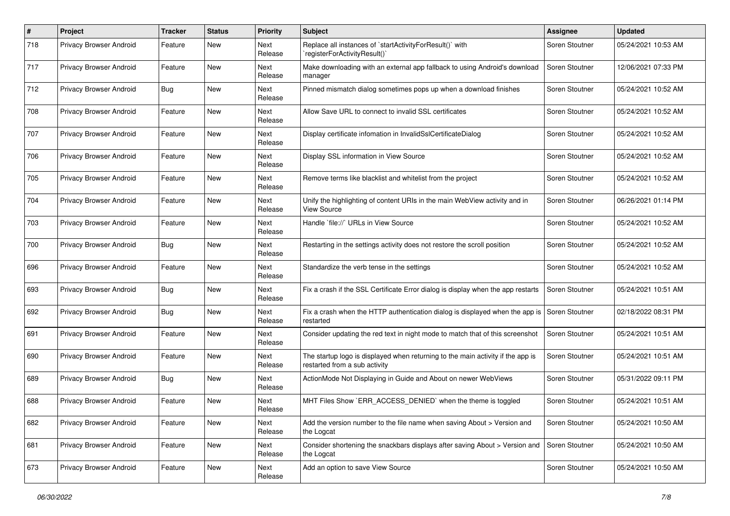| # | Project | Tracker | Status | Priority | Subject | Assignee | Updated |
|---|---|---|---|---|---|---|---|
| 718 | Privacy Browser Android | Feature | New | Next Release | Replace all instances of `startActivityForResult()` with `registerForActivityResult()` | Soren Stoutner | 05/24/2021 10:53 AM |
| 717 | Privacy Browser Android | Feature | New | Next Release | Make downloading with an external app fallback to using Android's download manager | Soren Stoutner | 12/06/2021 07:33 PM |
| 712 | Privacy Browser Android | Bug | New | Next Release | Pinned mismatch dialog sometimes pops up when a download finishes | Soren Stoutner | 05/24/2021 10:52 AM |
| 708 | Privacy Browser Android | Feature | New | Next Release | Allow Save URL to connect to invalid SSL certificates | Soren Stoutner | 05/24/2021 10:52 AM |
| 707 | Privacy Browser Android | Feature | New | Next Release | Display certificate infomation in InvalidSslCertificateDialog | Soren Stoutner | 05/24/2021 10:52 AM |
| 706 | Privacy Browser Android | Feature | New | Next Release | Display SSL information in View Source | Soren Stoutner | 05/24/2021 10:52 AM |
| 705 | Privacy Browser Android | Feature | New | Next Release | Remove terms like blacklist and whitelist from the project | Soren Stoutner | 05/24/2021 10:52 AM |
| 704 | Privacy Browser Android | Feature | New | Next Release | Unify the highlighting of content URIs in the main WebView activity and in View Source | Soren Stoutner | 06/26/2021 01:14 PM |
| 703 | Privacy Browser Android | Feature | New | Next Release | Handle `file://` URLs in View Source | Soren Stoutner | 05/24/2021 10:52 AM |
| 700 | Privacy Browser Android | Bug | New | Next Release | Restarting in the settings activity does not restore the scroll position | Soren Stoutner | 05/24/2021 10:52 AM |
| 696 | Privacy Browser Android | Feature | New | Next Release | Standardize the verb tense in the settings | Soren Stoutner | 05/24/2021 10:52 AM |
| 693 | Privacy Browser Android | Bug | New | Next Release | Fix a crash if the SSL Certificate Error dialog is display when the app restarts | Soren Stoutner | 05/24/2021 10:51 AM |
| 692 | Privacy Browser Android | Bug | New | Next Release | Fix a crash when the HTTP authentication dialog is displayed when the app is restarted | Soren Stoutner | 02/18/2022 08:31 PM |
| 691 | Privacy Browser Android | Feature | New | Next Release | Consider updating the red text in night mode to match that of this screenshot | Soren Stoutner | 05/24/2021 10:51 AM |
| 690 | Privacy Browser Android | Feature | New | Next Release | The startup logo is displayed when returning to the main activity if the app is restarted from a sub activity | Soren Stoutner | 05/24/2021 10:51 AM |
| 689 | Privacy Browser Android | Bug | New | Next Release | ActionMode Not Displaying in Guide and About on newer WebViews | Soren Stoutner | 05/31/2022 09:11 PM |
| 688 | Privacy Browser Android | Feature | New | Next Release | MHT Files Show `ERR_ACCESS_DENIED` when the theme is toggled | Soren Stoutner | 05/24/2021 10:51 AM |
| 682 | Privacy Browser Android | Feature | New | Next Release | Add the version number to the file name when saving About > Version and the Logcat | Soren Stoutner | 05/24/2021 10:50 AM |
| 681 | Privacy Browser Android | Feature | New | Next Release | Consider shortening the snackbars displays after saving About > Version and the Logcat | Soren Stoutner | 05/24/2021 10:50 AM |
| 673 | Privacy Browser Android | Feature | New | Next Release | Add an option to save View Source | Soren Stoutner | 05/24/2021 10:50 AM |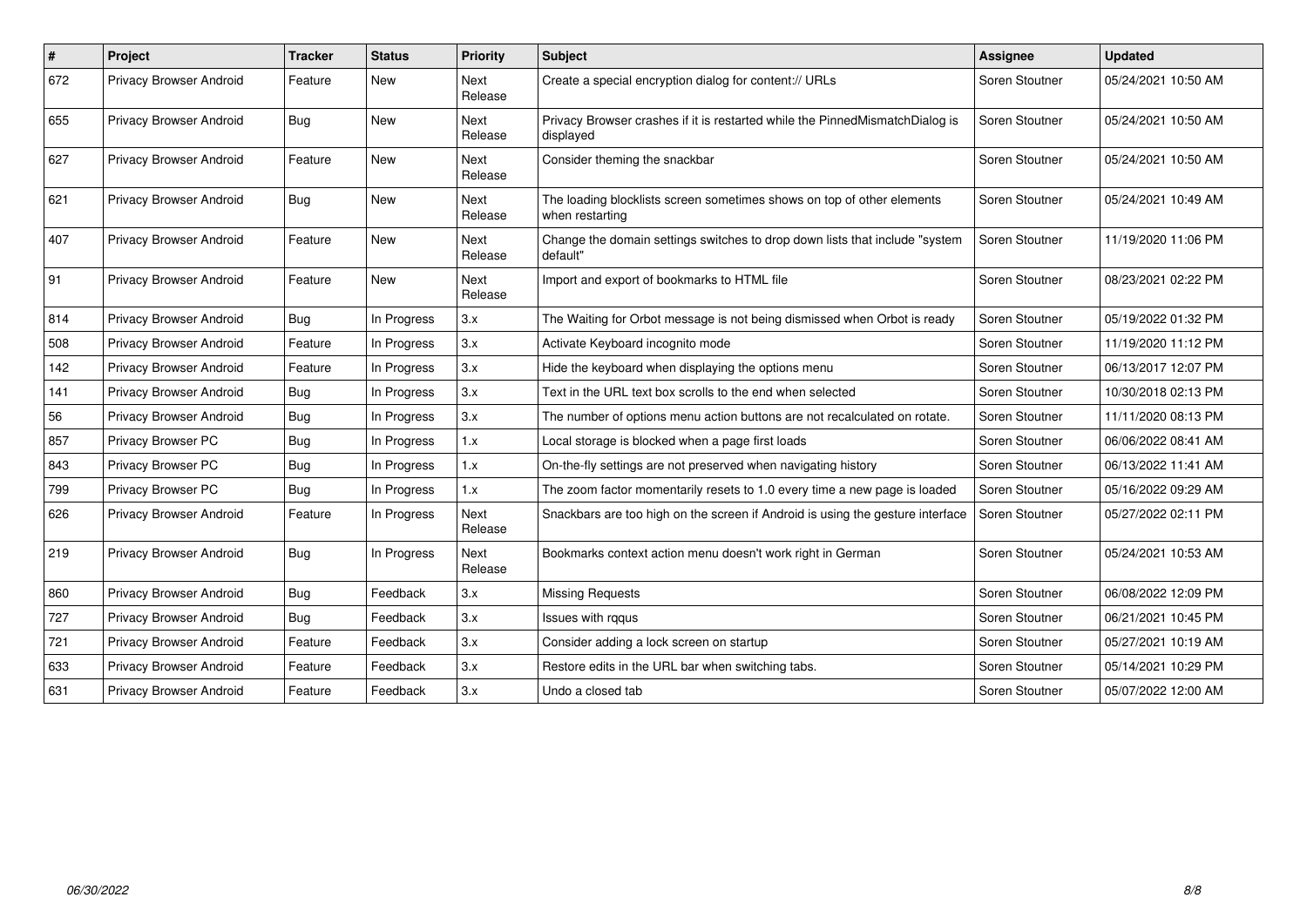| # | Project | Tracker | Status | Priority | Subject | Assignee | Updated |
|---|---|---|---|---|---|---|---|
| 672 | Privacy Browser Android | Feature | New | Next Release | Create a special encryption dialog for content:// URLs | Soren Stoutner | 05/24/2021 10:50 AM |
| 655 | Privacy Browser Android | Bug | New | Next Release | Privacy Browser crashes if it is restarted while the PinnedMismatchDialog is displayed | Soren Stoutner | 05/24/2021 10:50 AM |
| 627 | Privacy Browser Android | Feature | New | Next Release | Consider theming the snackbar | Soren Stoutner | 05/24/2021 10:50 AM |
| 621 | Privacy Browser Android | Bug | New | Next Release | The loading blocklists screen sometimes shows on top of other elements when restarting | Soren Stoutner | 05/24/2021 10:49 AM |
| 407 | Privacy Browser Android | Feature | New | Next Release | Change the domain settings switches to drop down lists that include "system default" | Soren Stoutner | 11/19/2020 11:06 PM |
| 91 | Privacy Browser Android | Feature | New | Next Release | Import and export of bookmarks to HTML file | Soren Stoutner | 08/23/2021 02:22 PM |
| 814 | Privacy Browser Android | Bug | In Progress | 3.x | The Waiting for Orbot message is not being dismissed when Orbot is ready | Soren Stoutner | 05/19/2022 01:32 PM |
| 508 | Privacy Browser Android | Feature | In Progress | 3.x | Activate Keyboard incognito mode | Soren Stoutner | 11/19/2020 11:12 PM |
| 142 | Privacy Browser Android | Feature | In Progress | 3.x | Hide the keyboard when displaying the options menu | Soren Stoutner | 06/13/2017 12:07 PM |
| 141 | Privacy Browser Android | Bug | In Progress | 3.x | Text in the URL text box scrolls to the end when selected | Soren Stoutner | 10/30/2018 02:13 PM |
| 56 | Privacy Browser Android | Bug | In Progress | 3.x | The number of options menu action buttons are not recalculated on rotate. | Soren Stoutner | 11/11/2020 08:13 PM |
| 857 | Privacy Browser PC | Bug | In Progress | 1.x | Local storage is blocked when a page first loads | Soren Stoutner | 06/06/2022 08:41 AM |
| 843 | Privacy Browser PC | Bug | In Progress | 1.x | On-the-fly settings are not preserved when navigating history | Soren Stoutner | 06/13/2022 11:41 AM |
| 799 | Privacy Browser PC | Bug | In Progress | 1.x | The zoom factor momentarily resets to 1.0 every time a new page is loaded | Soren Stoutner | 05/16/2022 09:29 AM |
| 626 | Privacy Browser Android | Feature | In Progress | Next Release | Snackbars are too high on the screen if Android is using the gesture interface | Soren Stoutner | 05/27/2022 02:11 PM |
| 219 | Privacy Browser Android | Bug | In Progress | Next Release | Bookmarks context action menu doesn't work right in German | Soren Stoutner | 05/24/2021 10:53 AM |
| 860 | Privacy Browser Android | Bug | Feedback | 3.x | Missing Requests | Soren Stoutner | 06/08/2022 12:09 PM |
| 727 | Privacy Browser Android | Bug | Feedback | 3.x | Issues with rqqus | Soren Stoutner | 06/21/2021 10:45 PM |
| 721 | Privacy Browser Android | Feature | Feedback | 3.x | Consider adding a lock screen on startup | Soren Stoutner | 05/27/2021 10:19 AM |
| 633 | Privacy Browser Android | Feature | Feedback | 3.x | Restore edits in the URL bar when switching tabs. | Soren Stoutner | 05/14/2021 10:29 PM |
| 631 | Privacy Browser Android | Feature | Feedback | 3.x | Undo a closed tab | Soren Stoutner | 05/07/2022 12:00 AM |